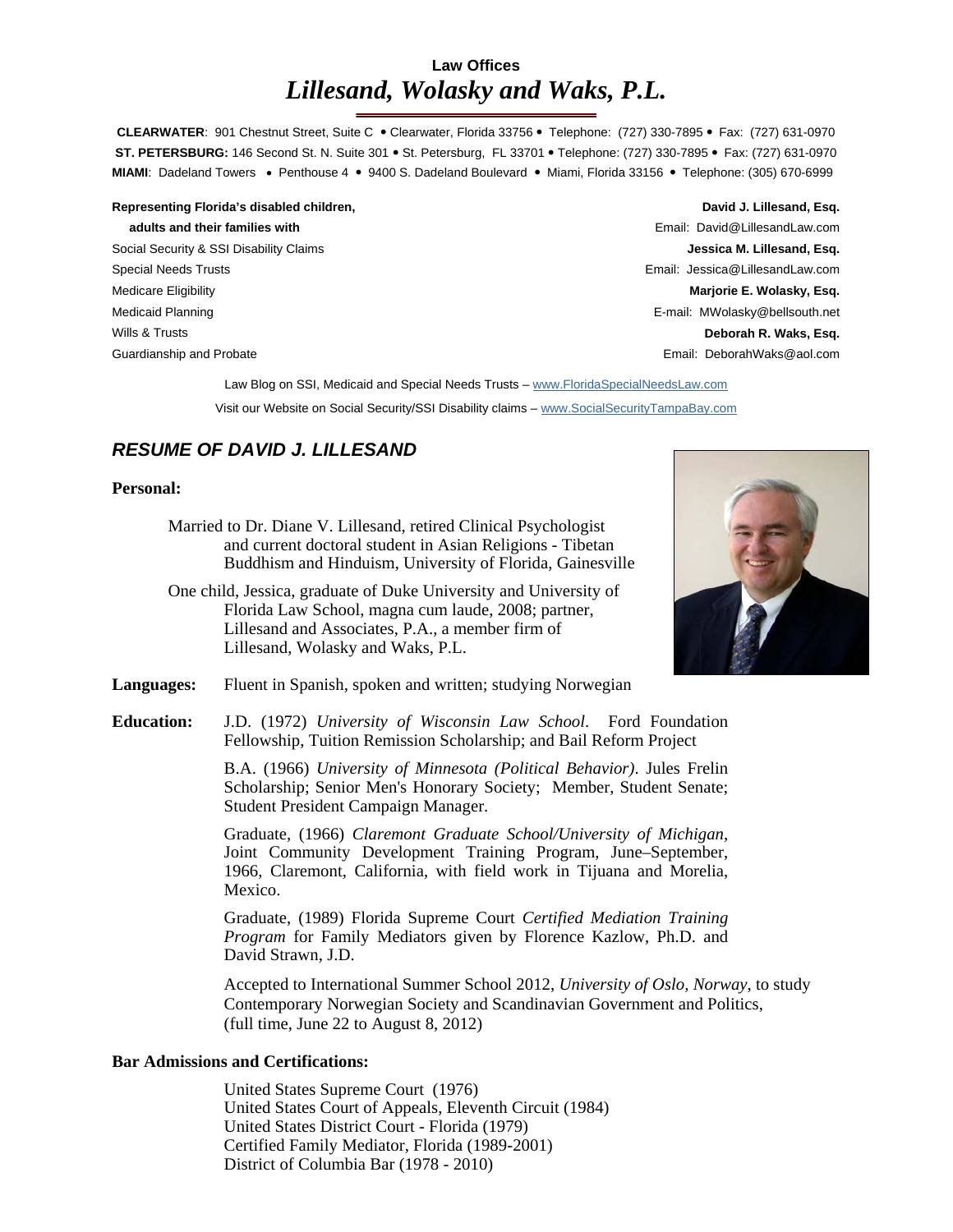**Law Offices**

# *Lillesand, Wolasky and Waks, P.L.*

**CLEARWATER**: 901 Chestnut Street, Suite C • Clearwater, Florida 33756 • Telephone: (727) 330-7895 • Fax: (727) 631-0970
**ST. PETERSBURG:** 146 Second St. N. Suite 301 • St. Petersburg, FL 33701 • Telephone: (727) 330-7895 • Fax: (727) 631-0970
**MIAMI**: Dadeland Towers • Penthouse 4 • 9400 S. Dadeland Boulevard • Miami, Florida 33156 • Telephone: (305) 670-6999

**Representing Florida's disabled children, adults and their families with**

- Social Security & SSI Disability Claims
- Special Needs Trusts
- Medicare Eligibility
- Medicaid Planning
- Wills & Trusts
- Guardianship and Probate

**David J. Lillesand, Esq.**
Email: David@LillesandLaw.com

**Jessica M. Lillesand, Esq.**
Email: Jessica@LillesandLaw.com

**Marjorie E. Wolasky, Esq.**
E-mail: MWolasky@bellsouth.net

**Deborah R. Waks, Esq.**
Email: DeborahWaks@aol.com

Law Blog on SSI, Medicaid and Special Needs Trusts – www.FloridaSpecialNeedsLaw.com

Visit our Website on Social Security/SSI Disability claims – www.SocialSecurityTampaBay.com

## *RESUME OF DAVID J. LILLESAND*

### Personal:

Married to Dr. Diane V. Lillesand, retired Clinical Psychologist and current doctoral student in Asian Religions - Tibetan Buddhism and Hinduism, University of Florida, Gainesville

One child, Jessica, graduate of Duke University and University of Florida Law School, magna cum laude, 2008; partner, Lillesand and Associates, P.A., a member firm of Lillesand, Wolasky and Waks, P.L.

**Languages:** Fluent in Spanish, spoken and written; studying Norwegian

**Education:**

J.D. (1972) *University of Wisconsin Law School*. Ford Foundation Fellowship, Tuition Remission Scholarship; and Bail Reform Project

B.A. (1966) *University of Minnesota (Political Behavior)*. Jules Frelin Scholarship; Senior Men's Honorary Society; Member, Student Senate; Student President Campaign Manager.

Graduate, (1966) *Claremont Graduate School/University of Michigan*, Joint Community Development Training Program, June–September, 1966, Claremont, California, with field work in Tijuana and Morelia, Mexico.

Graduate, (1989) Florida Supreme Court *Certified Mediation Training Program* for Family Mediators given by Florence Kazlow, Ph.D. and David Strawn, J.D.

Accepted to International Summer School 2012, *University of Oslo, Norway*, to study Contemporary Norwegian Society and Scandinavian Government and Politics, (full time, June 22 to August 8, 2012)

### Bar Admissions and Certifications:

United States Supreme Court (1976)
United States Court of Appeals, Eleventh Circuit (1984)
United States District Court - Florida (1979)
Certified Family Mediator, Florida (1989-2001)
District of Columbia Bar (1978 - 2010)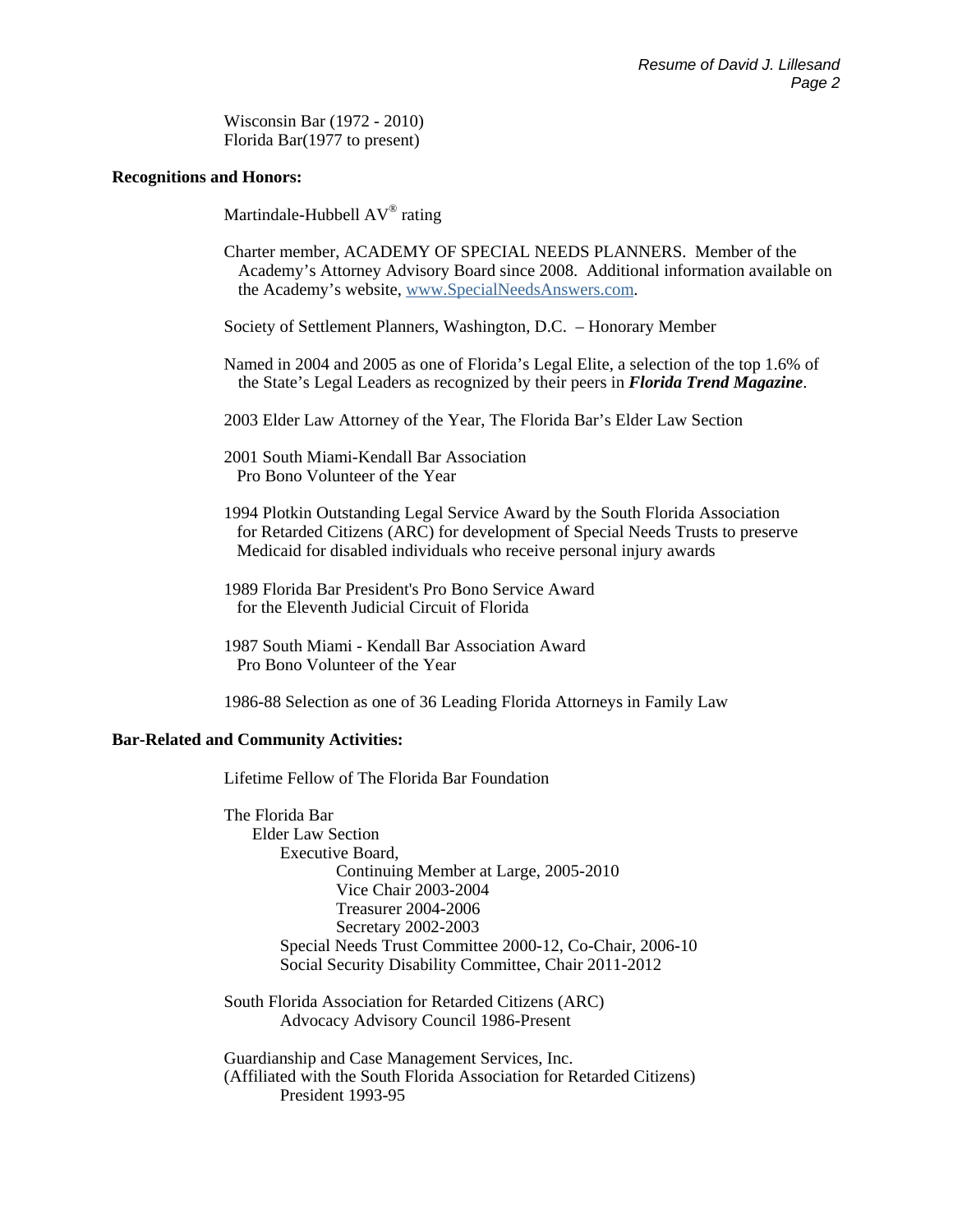Wisconsin Bar (1972 - 2010)
Florida Bar(1977 to present)

**Recognitions and Honors:**

Martindale-Hubbell AV® rating

Charter member, ACADEMY OF SPECIAL NEEDS PLANNERS. Member of the Academy's Attorney Advisory Board since 2008. Additional information available on the Academy's website, www.SpecialNeedsAnswers.com.

Society of Settlement Planners, Washington, D.C. – Honorary Member

Named in 2004 and 2005 as one of Florida's Legal Elite, a selection of the top 1.6% of the State's Legal Leaders as recognized by their peers in ***Florida Trend Magazine***.

2003 Elder Law Attorney of the Year, The Florida Bar's Elder Law Section

2001 South Miami-Kendall Bar Association
Pro Bono Volunteer of the Year

1994 Plotkin Outstanding Legal Service Award by the South Florida Association for Retarded Citizens (ARC) for development of Special Needs Trusts to preserve Medicaid for disabled individuals who receive personal injury awards

1989 Florida Bar President's Pro Bono Service Award
for the Eleventh Judicial Circuit of Florida

1987 South Miami - Kendall Bar Association Award
Pro Bono Volunteer of the Year

1986-88 Selection as one of 36 Leading Florida Attorneys in Family Law

**Bar-Related and Community Activities:**

Lifetime Fellow of The Florida Bar Foundation

The Florida Bar
- Elder Law Section
  - Executive Board,
    - Continuing Member at Large, 2005-2010
    - Vice Chair 2003-2004
    - Treasurer 2004-2006
    - Secretary 2002-2003
  - Special Needs Trust Committee 2000-12, Co-Chair, 2006-10
  - Social Security Disability Committee, Chair 2011-2012

South Florida Association for Retarded Citizens (ARC)
- Advocacy Advisory Council 1986-Present

Guardianship and Case Management Services, Inc.
(Affiliated with the South Florida Association for Retarded Citizens)
- President 1993-95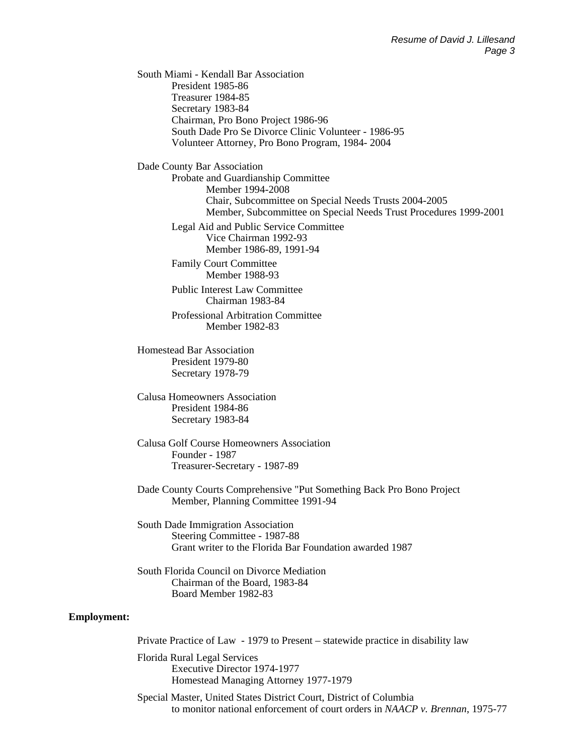South Miami - Kendall Bar Association

- President 1985-86
- Treasurer 1984-85
- Secretary 1983-84
- Chairman, Pro Bono Project 1986-96
- South Dade Pro Se Divorce Clinic Volunteer - 1986-95
- Volunteer Attorney, Pro Bono Program, 1984- 2004

Dade County Bar Association

- Probate and Guardianship Committee
  - Member 1994-2008
  - Chair, Subcommittee on Special Needs Trusts 2004-2005
  - Member, Subcommittee on Special Needs Trust Procedures 1999-2001
- Legal Aid and Public Service Committee
  - Vice Chairman 1992-93
  - Member 1986-89, 1991-94
- Family Court Committee
  - Member 1988-93
- Public Interest Law Committee
  - Chairman 1983-84
- Professional Arbitration Committee
  - Member 1982-83

Homestead Bar Association

- President 1979-80
- Secretary 1978-79

Calusa Homeowners Association

- President 1984-86
- Secretary 1983-84

Calusa Golf Course Homeowners Association

- Founder - 1987
- Treasurer-Secretary - 1987-89

Dade County Courts Comprehensive "Put Something Back Pro Bono Project

- Member, Planning Committee 1991-94

South Dade Immigration Association

- Steering Committee - 1987-88
- Grant writer to the Florida Bar Foundation awarded 1987

South Florida Council on Divorce Mediation

- Chairman of the Board, 1983-84
- Board Member 1982-83

**Employment:**

Private Practice of Law - 1979 to Present – statewide practice in disability law

Florida Rural Legal Services

- Executive Director 1974-1977
- Homestead Managing Attorney 1977-1979

Special Master, United States District Court, District of Columbia

- to monitor national enforcement of court orders in *NAACP v. Brennan*, 1975-77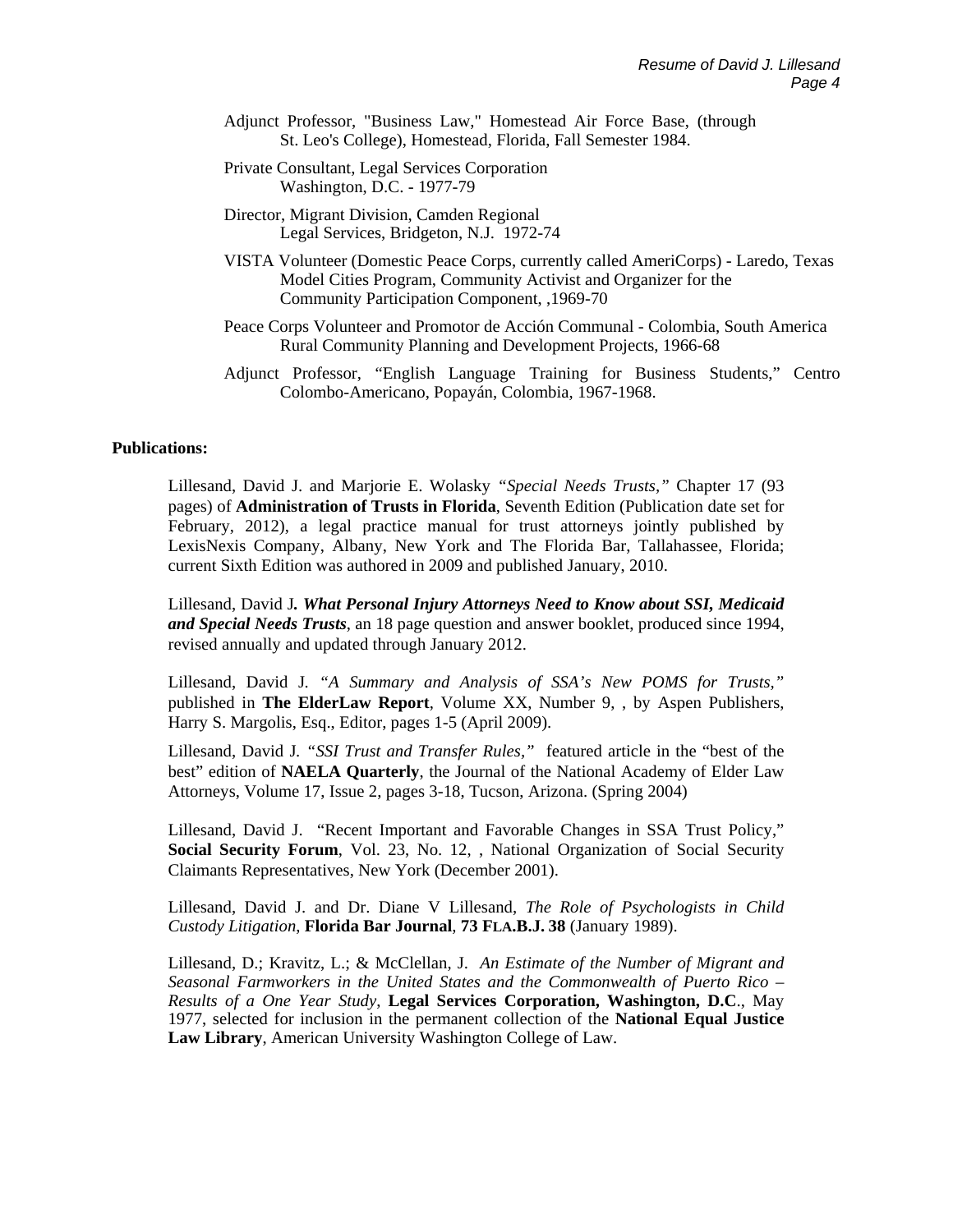Adjunct Professor, "Business Law," Homestead Air Force Base, (through St. Leo's College), Homestead, Florida, Fall Semester 1984.

Private Consultant, Legal Services Corporation Washington, D.C. - 1977-79

Director, Migrant Division, Camden Regional Legal Services, Bridgeton, N.J. 1972-74

VISTA Volunteer (Domestic Peace Corps, currently called AmeriCorps) - Laredo, Texas Model Cities Program, Community Activist and Organizer for the Community Participation Component, ,1969-70

Peace Corps Volunteer and Promotor de Acción Communal - Colombia, South America Rural Community Planning and Development Projects, 1966-68

Adjunct Professor, "English Language Training for Business Students," Centro Colombo-Americano, Popayán, Colombia, 1967-1968.

**Publications:**

Lillesand, David J. and Marjorie E. Wolasky *"Special Needs Trusts,"* Chapter 17 (93 pages) of **Administration of Trusts in Florida**, Seventh Edition (Publication date set for February, 2012), a legal practice manual for trust attorneys jointly published by LexisNexis Company, Albany, New York and The Florida Bar, Tallahassee, Florida; current Sixth Edition was authored in 2009 and published January, 2010.

Lillesand, David J*.* ***What Personal Injury Attorneys Need to Know about SSI, Medicaid and Special Needs Trusts***, an 18 page question and answer booklet, produced since 1994, revised annually and updated through January 2012.

Lillesand, David J. *"A Summary and Analysis of SSA's New POMS for Trusts,"* published in **The ElderLaw Report**, Volume XX, Number 9, , by Aspen Publishers, Harry S. Margolis, Esq., Editor, pages 1-5 (April 2009).

Lillesand, David J. *"SSI Trust and Transfer Rules,"* featured article in the "best of the best" edition of **NAELA Quarterly**, the Journal of the National Academy of Elder Law Attorneys, Volume 17, Issue 2, pages 3-18, Tucson, Arizona. (Spring 2004)

Lillesand, David J. "Recent Important and Favorable Changes in SSA Trust Policy," **Social Security Forum**, Vol. 23, No. 12, , National Organization of Social Security Claimants Representatives, New York (December 2001).

Lillesand, David J. and Dr. Diane V Lillesand, *The Role of Psychologists in Child Custody Litigation*, **Florida Bar Journal**, **73 FLA.B.J. 38** (January 1989).

Lillesand, D.; Kravitz, L.; & McClellan, J. *An Estimate of the Number of Migrant and Seasonal Farmworkers in the United States and the Commonwealth of Puerto Rico – Results of a One Year Study*, **Legal Services Corporation, Washington, D.C**., May 1977, selected for inclusion in the permanent collection of the **National Equal Justice Law Library**, American University Washington College of Law.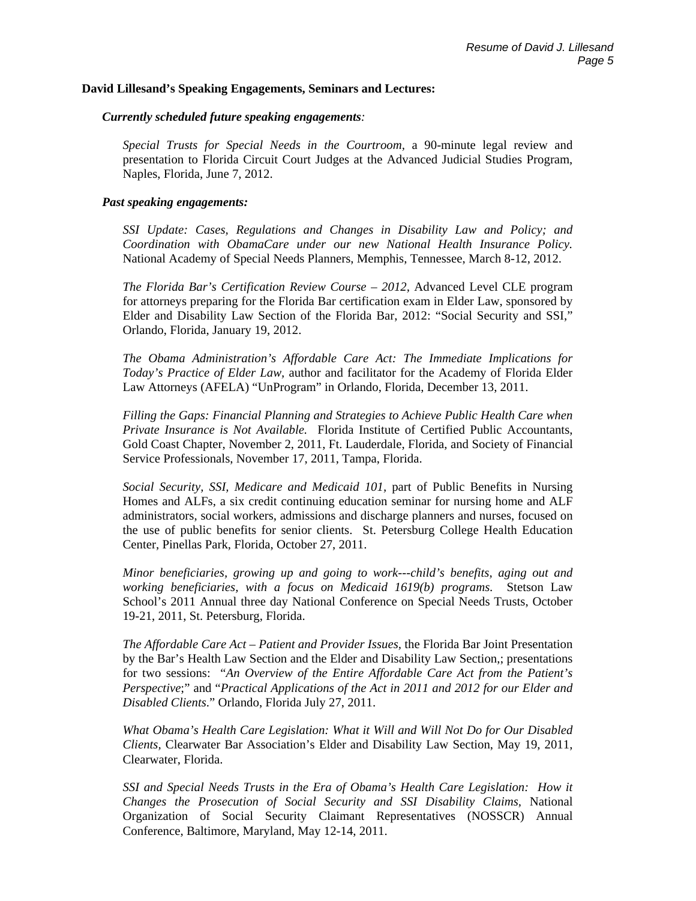**David Lillesand's Speaking Engagements, Seminars and Lectures:**

***Currently scheduled future speaking engagements:***

*Special Trusts for Special Needs in the Courtroom*, a 90-minute legal review and presentation to Florida Circuit Court Judges at the Advanced Judicial Studies Program, Naples, Florida, June 7, 2012.

***Past speaking engagements:***

*SSI Update: Cases, Regulations and Changes in Disability Law and Policy; and Coordination with ObamaCare under our new National Health Insurance Policy.* National Academy of Special Needs Planners, Memphis, Tennessee, March 8-12, 2012.

*The Florida Bar's Certification Review Course – 2012,* Advanced Level CLE program for attorneys preparing for the Florida Bar certification exam in Elder Law, sponsored by Elder and Disability Law Section of the Florida Bar, 2012: "Social Security and SSI," Orlando, Florida, January 19, 2012.

*The Obama Administration's Affordable Care Act: The Immediate Implications for Today's Practice of Elder Law,* author and facilitator for the Academy of Florida Elder Law Attorneys (AFELA) "UnProgram" in Orlando, Florida, December 13, 2011.

*Filling the Gaps: Financial Planning and Strategies to Achieve Public Health Care when Private Insurance is Not Available.* Florida Institute of Certified Public Accountants, Gold Coast Chapter, November 2, 2011, Ft. Lauderdale, Florida, and Society of Financial Service Professionals, November 17, 2011, Tampa, Florida.

*Social Security, SSI, Medicare and Medicaid 101,* part of Public Benefits in Nursing Homes and ALFs, a six credit continuing education seminar for nursing home and ALF administrators, social workers, admissions and discharge planners and nurses, focused on the use of public benefits for senior clients. St. Petersburg College Health Education Center, Pinellas Park, Florida, October 27, 2011.

*Minor beneficiaries, growing up and going to work---child's benefits, aging out and working beneficiaries, with a focus on Medicaid 1619(b) programs.* Stetson Law School's 2011 Annual three day National Conference on Special Needs Trusts, October 19-21, 2011, St. Petersburg, Florida.

*The Affordable Care Act – Patient and Provider Issues*, the Florida Bar Joint Presentation by the Bar's Health Law Section and the Elder and Disability Law Section,; presentations for two sessions: "*An Overview of the Entire Affordable Care Act from the Patient's Perspective*;" and "*Practical Applications of the Act in 2011 and 2012 for our Elder and Disabled Clients*." Orlando, Florida July 27, 2011.

*What Obama's Health Care Legislation: What it Will and Will Not Do for Our Disabled Clients,* Clearwater Bar Association's Elder and Disability Law Section, May 19, 2011, Clearwater, Florida.

*SSI and Special Needs Trusts in the Era of Obama's Health Care Legislation: How it Changes the Prosecution of Social Security and SSI Disability Claims,* National Organization of Social Security Claimant Representatives (NOSSCR) Annual Conference, Baltimore, Maryland, May 12-14, 2011.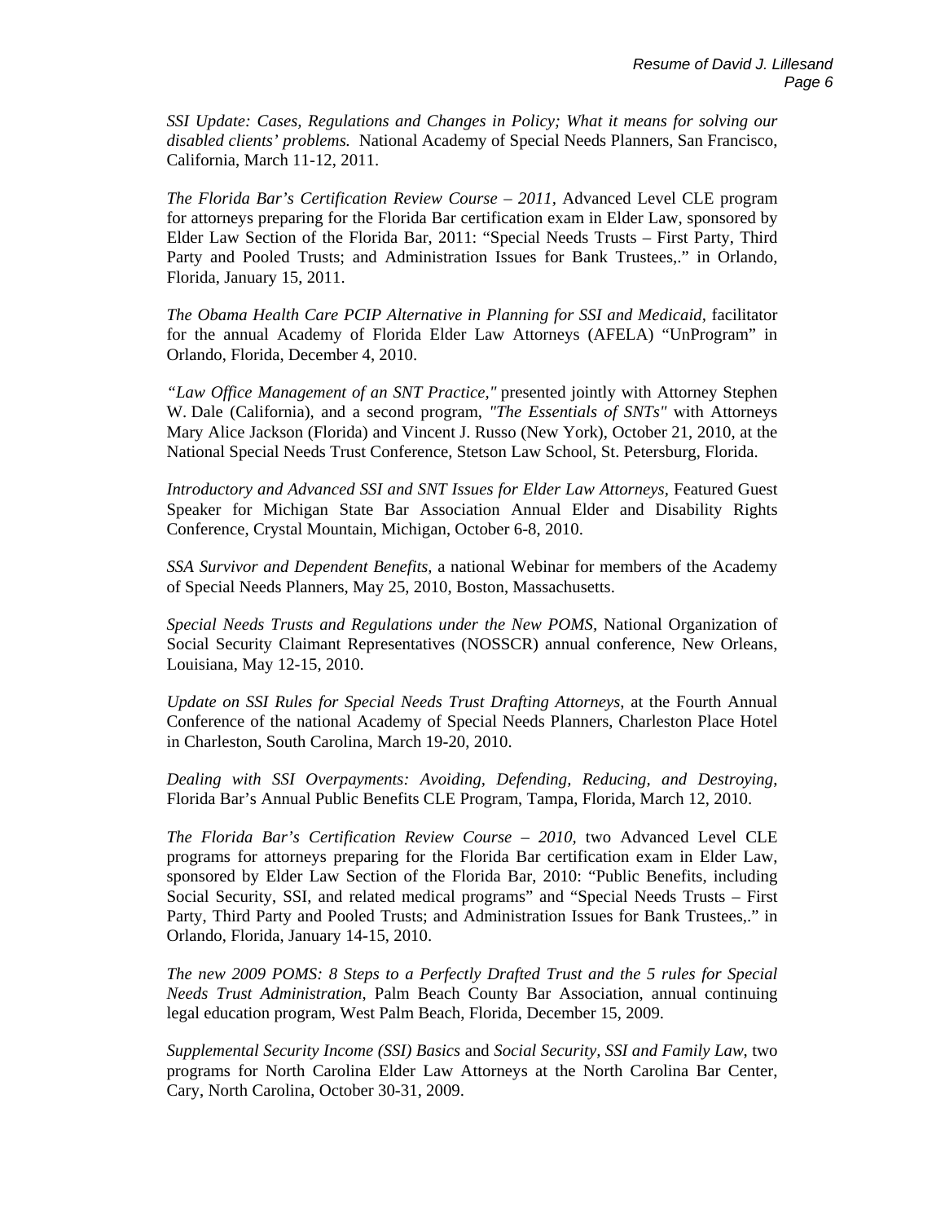*SSI Update: Cases, Regulations and Changes in Policy; What it means for solving our disabled clients' problems.* National Academy of Special Needs Planners, San Francisco, California, March 11-12, 2011.

*The Florida Bar's Certification Review Course – 2011*, Advanced Level CLE program for attorneys preparing for the Florida Bar certification exam in Elder Law, sponsored by Elder Law Section of the Florida Bar, 2011: "Special Needs Trusts – First Party, Third Party and Pooled Trusts; and Administration Issues for Bank Trustees,." in Orlando, Florida, January 15, 2011.

*The Obama Health Care PCIP Alternative in Planning for SSI and Medicaid*, facilitator for the annual Academy of Florida Elder Law Attorneys (AFELA) "UnProgram" in Orlando, Florida, December 4, 2010.

*"Law Office Management of an SNT Practice,"* presented jointly with Attorney Stephen W. Dale (California), and a second program, *"The Essentials of SNTs"* with Attorneys Mary Alice Jackson (Florida) and Vincent J. Russo (New York), October 21, 2010, at the National Special Needs Trust Conference, Stetson Law School, St. Petersburg, Florida.

*Introductory and Advanced SSI and SNT Issues for Elder Law Attorneys*, Featured Guest Speaker for Michigan State Bar Association Annual Elder and Disability Rights Conference, Crystal Mountain, Michigan, October 6-8, 2010.

*SSA Survivor and Dependent Benefits,* a national Webinar for members of the Academy of Special Needs Planners, May 25, 2010, Boston, Massachusetts.

*Special Needs Trusts and Regulations under the New POMS*, National Organization of Social Security Claimant Representatives (NOSSCR) annual conference, New Orleans, Louisiana, May 12-15, 2010.

*Update on SSI Rules for Special Needs Trust Drafting Attorneys*, at the Fourth Annual Conference of the national Academy of Special Needs Planners, Charleston Place Hotel in Charleston, South Carolina, March 19-20, 2010.

*Dealing with SSI Overpayments: Avoiding, Defending, Reducing, and Destroying*, Florida Bar's Annual Public Benefits CLE Program, Tampa, Florida, March 12, 2010.

*The Florida Bar's Certification Review Course – 2010*, two Advanced Level CLE programs for attorneys preparing for the Florida Bar certification exam in Elder Law, sponsored by Elder Law Section of the Florida Bar, 2010: "Public Benefits, including Social Security, SSI, and related medical programs" and "Special Needs Trusts – First Party, Third Party and Pooled Trusts; and Administration Issues for Bank Trustees,." in Orlando, Florida, January 14-15, 2010.

*The new 2009 POMS: 8 Steps to a Perfectly Drafted Trust and the 5 rules for Special Needs Trust Administration*, Palm Beach County Bar Association, annual continuing legal education program, West Palm Beach, Florida, December 15, 2009.

*Supplemental Security Income (SSI) Basics* and *Social Security, SSI and Family Law*, two programs for North Carolina Elder Law Attorneys at the North Carolina Bar Center, Cary, North Carolina, October 30-31, 2009.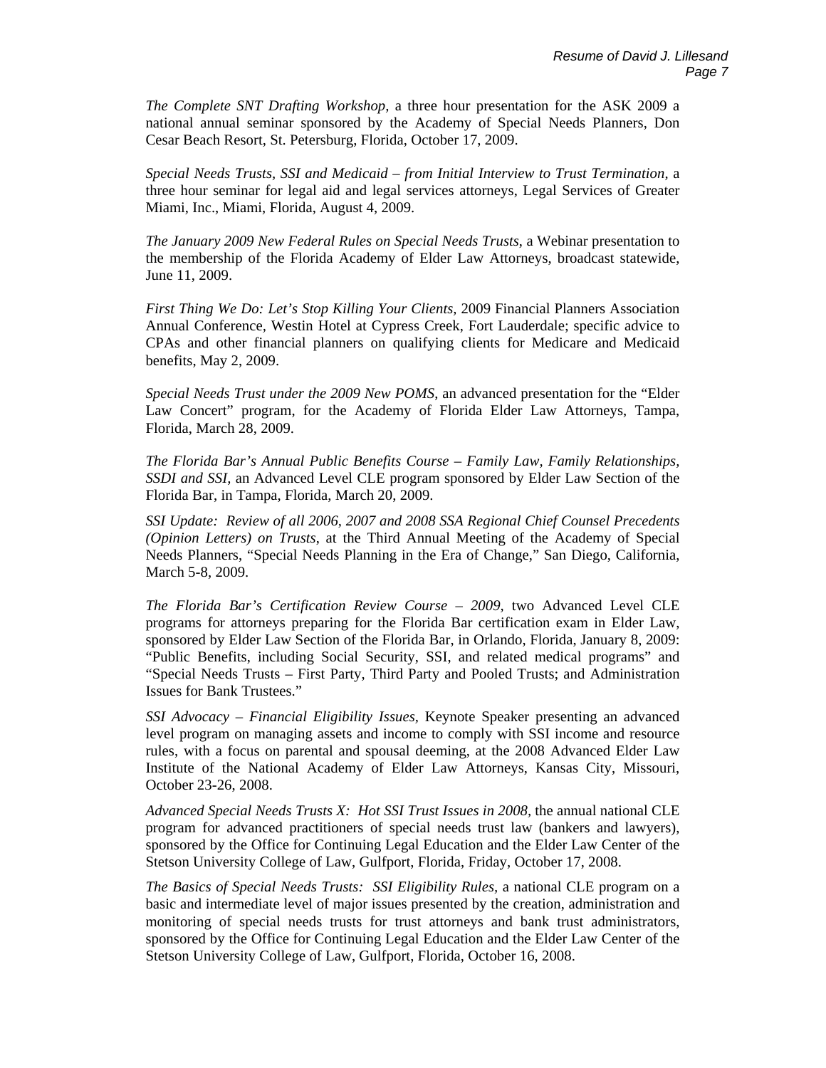*The Complete SNT Drafting Workshop*, a three hour presentation for the ASK 2009 a national annual seminar sponsored by the Academy of Special Needs Planners, Don Cesar Beach Resort, St. Petersburg, Florida, October 17, 2009.

*Special Needs Trusts, SSI and Medicaid – from Initial Interview to Trust Termination*, a three hour seminar for legal aid and legal services attorneys, Legal Services of Greater Miami, Inc., Miami, Florida, August 4, 2009.

*The January 2009 New Federal Rules on Special Needs Trusts*, a Webinar presentation to the membership of the Florida Academy of Elder Law Attorneys, broadcast statewide, June 11, 2009.

*First Thing We Do: Let's Stop Killing Your Clients,* 2009 Financial Planners Association Annual Conference, Westin Hotel at Cypress Creek, Fort Lauderdale; specific advice to CPAs and other financial planners on qualifying clients for Medicare and Medicaid benefits, May 2, 2009.

*Special Needs Trust under the 2009 New POMS*, an advanced presentation for the "Elder Law Concert" program, for the Academy of Florida Elder Law Attorneys, Tampa, Florida, March 28, 2009.

*The Florida Bar's Annual Public Benefits Course – Family Law, Family Relationships, SSDI and SSI,* an Advanced Level CLE program sponsored by Elder Law Section of the Florida Bar, in Tampa, Florida, March 20, 2009.

*SSI Update: Review of all 2006, 2007 and 2008 SSA Regional Chief Counsel Precedents (Opinion Letters) on Trusts*, at the Third Annual Meeting of the Academy of Special Needs Planners, "Special Needs Planning in the Era of Change," San Diego, California, March 5-8, 2009.

*The Florida Bar's Certification Review Course – 2009,* two Advanced Level CLE programs for attorneys preparing for the Florida Bar certification exam in Elder Law, sponsored by Elder Law Section of the Florida Bar, in Orlando, Florida, January 8, 2009: "Public Benefits, including Social Security, SSI, and related medical programs" and "Special Needs Trusts – First Party, Third Party and Pooled Trusts; and Administration Issues for Bank Trustees."

*SSI Advocacy – Financial Eligibility Issues,* Keynote Speaker presenting an advanced level program on managing assets and income to comply with SSI income and resource rules, with a focus on parental and spousal deeming, at the 2008 Advanced Elder Law Institute of the National Academy of Elder Law Attorneys, Kansas City, Missouri, October 23-26, 2008.

*Advanced Special Needs Trusts X: Hot SSI Trust Issues in 2008,* the annual national CLE program for advanced practitioners of special needs trust law (bankers and lawyers), sponsored by the Office for Continuing Legal Education and the Elder Law Center of the Stetson University College of Law, Gulfport, Florida, Friday, October 17, 2008.

*The Basics of Special Needs Trusts: SSI Eligibility Rules,* a national CLE program on a basic and intermediate level of major issues presented by the creation, administration and monitoring of special needs trusts for trust attorneys and bank trust administrators, sponsored by the Office for Continuing Legal Education and the Elder Law Center of the Stetson University College of Law, Gulfport, Florida, October 16, 2008.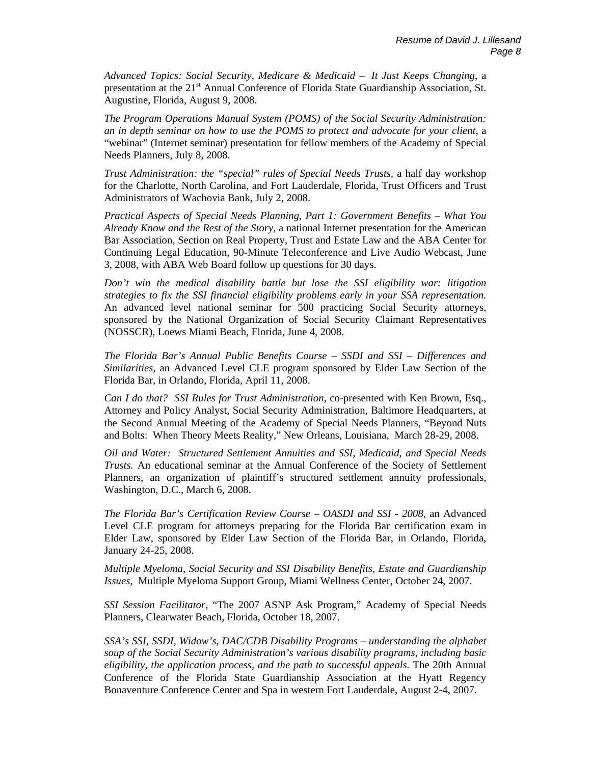*Advanced Topics: Social Security, Medicare & Medicaid – It Just Keeps Changing*, a presentation at the 21st Annual Conference of Florida State Guardianship Association, St. Augustine, Florida, August 9, 2008.

*The Program Operations Manual System (POMS) of the Social Security Administration: an in depth seminar on how to use the POMS to protect and advocate for your client*, a "webinar" (Internet seminar) presentation for fellow members of the Academy of Special Needs Planners, July 8, 2008.

*Trust Administration: the "special" rules of Special Needs Trusts,* a half day workshop for the Charlotte, North Carolina, and Fort Lauderdale, Florida, Trust Officers and Trust Administrators of Wachovia Bank, July 2, 2008.

*Practical Aspects of Special Needs Planning, Part 1: Government Benefits – What You Already Know and the Rest of the Story,* a national Internet presentation for the American Bar Association, Section on Real Property, Trust and Estate Law and the ABA Center for Continuing Legal Education, 90-Minute Teleconference and Live Audio Webcast, June 3, 2008, with ABA Web Board follow up questions for 30 days.

*Don't win the medical disability battle but lose the SSI eligibility war: litigation strategies to fix the SSI financial eligibility problems early in your SSA representation.* An advanced level national seminar for 500 practicing Social Security attorneys, sponsored by the National Organization of Social Security Claimant Representatives (NOSSCR), Loews Miami Beach, Florida, June 4, 2008.

*The Florida Bar's Annual Public Benefits Course – SSDI and SSI – Differences and Similarities*, an Advanced Level CLE program sponsored by Elder Law Section of the Florida Bar, in Orlando, Florida, April 11, 2008.

*Can I do that? SSI Rules for Trust Administration,* co-presented with Ken Brown, Esq., Attorney and Policy Analyst, Social Security Administration, Baltimore Headquarters, at the Second Annual Meeting of the Academy of Special Needs Planners, "Beyond Nuts and Bolts: When Theory Meets Reality," New Orleans, Louisiana, March 28-29, 2008.

*Oil and Water: Structured Settlement Annuities and SSI, Medicaid, and Special Needs Trusts.* An educational seminar at the Annual Conference of the Society of Settlement Planners, an organization of plaintiff's structured settlement annuity professionals, Washington, D.C., March 6, 2008.

*The Florida Bar's Certification Review Course – OASDI and SSI - 2008,* an Advanced Level CLE program for attorneys preparing for the Florida Bar certification exam in Elder Law, sponsored by Elder Law Section of the Florida Bar, in Orlando, Florida, January 24-25, 2008.

*Multiple Myeloma, Social Security and SSI Disability Benefits, Estate and Guardianship Issues,* Multiple Myeloma Support Group, Miami Wellness Center, October 24, 2007.

*SSI Session Facilitator*, "The 2007 ASNP Ask Program," Academy of Special Needs Planners, Clearwater Beach, Florida, October 18, 2007.

*SSA's SSI, SSDI, Widow's, DAC/CDB Disability Programs – understanding the alphabet soup of the Social Security Administration's various disability programs, including basic eligibility, the application process, and the path to successful appeals.* The 20th Annual Conference of the Florida State Guardianship Association at the Hyatt Regency Bonaventure Conference Center and Spa in western Fort Lauderdale, August 2-4, 2007.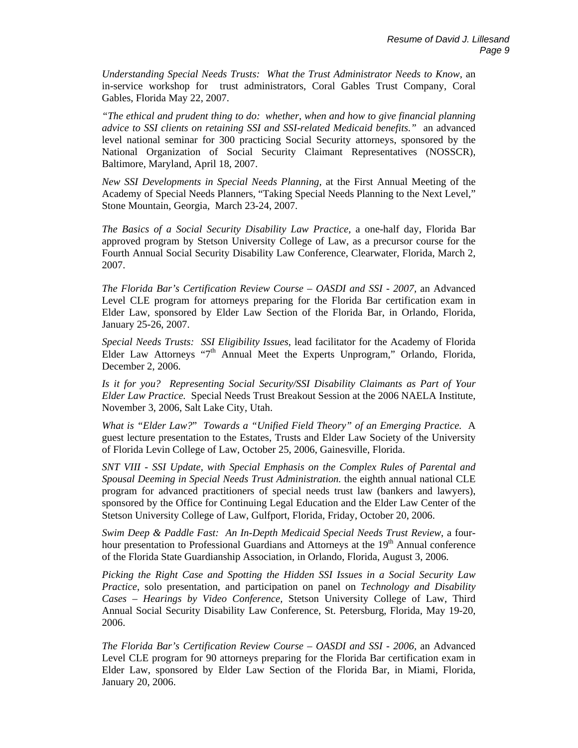*Understanding Special Needs Trusts: What the Trust Administrator Needs to Know*, an in-service workshop for trust administrators, Coral Gables Trust Company, Coral Gables, Florida May 22, 2007.

*"The ethical and prudent thing to do: whether, when and how to give financial planning advice to SSI clients on retaining SSI and SSI-related Medicaid benefits."* an advanced level national seminar for 300 practicing Social Security attorneys, sponsored by the National Organization of Social Security Claimant Representatives (NOSSCR), Baltimore, Maryland, April 18, 2007.

*New SSI Developments in Special Needs Planning,* at the First Annual Meeting of the Academy of Special Needs Planners, "Taking Special Needs Planning to the Next Level," Stone Mountain, Georgia, March 23-24, 2007.

*The Basics of a Social Security Disability Law Practice,* a one-half day, Florida Bar approved program by Stetson University College of Law, as a precursor course for the Fourth Annual Social Security Disability Law Conference, Clearwater, Florida, March 2, 2007.

*The Florida Bar's Certification Review Course – OASDI and SSI - 2007,* an Advanced Level CLE program for attorneys preparing for the Florida Bar certification exam in Elder Law, sponsored by Elder Law Section of the Florida Bar, in Orlando, Florida, January 25-26, 2007.

*Special Needs Trusts: SSI Eligibility Issues*, lead facilitator for the Academy of Florida Elder Law Attorneys "7th Annual Meet the Experts Unprogram," Orlando, Florida, December 2, 2006.

*Is it for you? Representing Social Security/SSI Disability Claimants as Part of Your Elder Law Practice.* Special Needs Trust Breakout Session at the 2006 NAELA Institute, November 3, 2006, Salt Lake City, Utah.

*What is "Elder Law?" Towards a "Unified Field Theory" of an Emerging Practice.* A guest lecture presentation to the Estates, Trusts and Elder Law Society of the University of Florida Levin College of Law, October 25, 2006, Gainesville, Florida.

*SNT VIII - SSI Update, with Special Emphasis on the Complex Rules of Parental and Spousal Deeming in Special Needs Trust Administration.* the eighth annual national CLE program for advanced practitioners of special needs trust law (bankers and lawyers), sponsored by the Office for Continuing Legal Education and the Elder Law Center of the Stetson University College of Law, Gulfport, Florida, Friday, October 20, 2006.

*Swim Deep & Paddle Fast: An In-Depth Medicaid Special Needs Trust Review*, a four-hour presentation to Professional Guardians and Attorneys at the 19th Annual conference of the Florida State Guardianship Association, in Orlando, Florida, August 3, 2006.

*Picking the Right Case and Spotting the Hidden SSI Issues in a Social Security Law Practice*, solo presentation, and participation on panel on *Technology and Disability Cases – Hearings by Video Conference,* Stetson University College of Law, Third Annual Social Security Disability Law Conference, St. Petersburg, Florida, May 19-20, 2006.

*The Florida Bar's Certification Review Course – OASDI and SSI - 2006,* an Advanced Level CLE program for 90 attorneys preparing for the Florida Bar certification exam in Elder Law, sponsored by Elder Law Section of the Florida Bar, in Miami, Florida, January 20, 2006.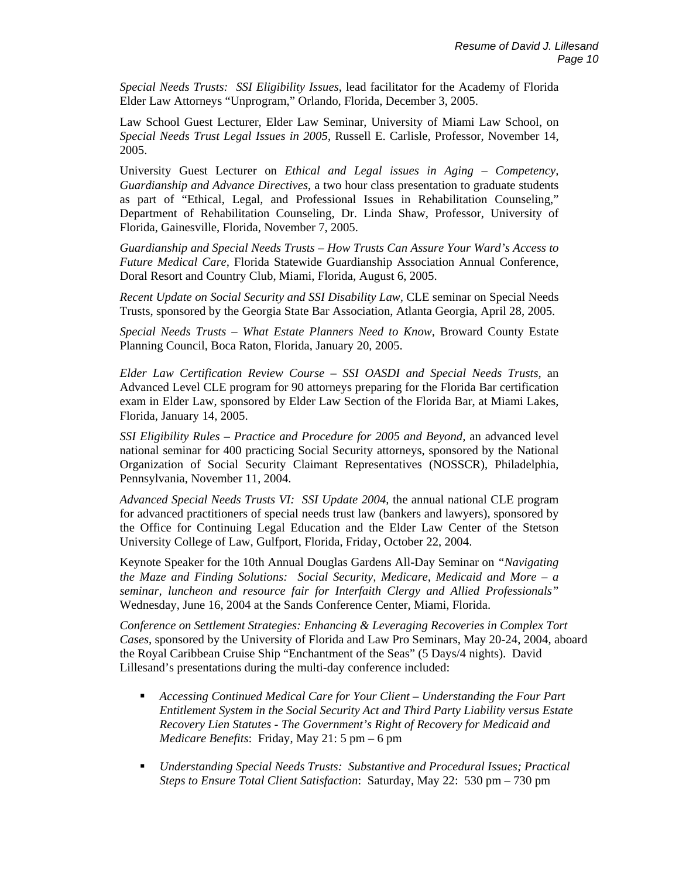*Special Needs Trusts: SSI Eligibility Issues*, lead facilitator for the Academy of Florida Elder Law Attorneys "Unprogram," Orlando, Florida, December 3, 2005.

Law School Guest Lecturer, Elder Law Seminar, University of Miami Law School, on *Special Needs Trust Legal Issues in 2005*, Russell E. Carlisle, Professor, November 14, 2005.

University Guest Lecturer on *Ethical and Legal issues in Aging – Competency, Guardianship and Advance Directives*, a two hour class presentation to graduate students as part of "Ethical, Legal, and Professional Issues in Rehabilitation Counseling," Department of Rehabilitation Counseling, Dr. Linda Shaw, Professor, University of Florida, Gainesville, Florida, November 7, 2005.

*Guardianship and Special Needs Trusts – How Trusts Can Assure Your Ward's Access to Future Medical Care,* Florida Statewide Guardianship Association Annual Conference, Doral Resort and Country Club, Miami, Florida, August 6, 2005.

*Recent Update on Social Security and SSI Disability Law*, CLE seminar on Special Needs Trusts, sponsored by the Georgia State Bar Association, Atlanta Georgia, April 28, 2005.

*Special Needs Trusts – What Estate Planners Need to Know*, Broward County Estate Planning Council, Boca Raton, Florida, January 20, 2005.

*Elder Law Certification Review Course – SSI OASDI and Special Needs Trusts*, an Advanced Level CLE program for 90 attorneys preparing for the Florida Bar certification exam in Elder Law, sponsored by Elder Law Section of the Florida Bar, at Miami Lakes, Florida, January 14, 2005.

*SSI Eligibility Rules – Practice and Procedure for 2005 and Beyond,* an advanced level national seminar for 400 practicing Social Security attorneys, sponsored by the National Organization of Social Security Claimant Representatives (NOSSCR), Philadelphia, Pennsylvania, November 11, 2004.

*Advanced Special Needs Trusts VI: SSI Update 2004,* the annual national CLE program for advanced practitioners of special needs trust law (bankers and lawyers), sponsored by the Office for Continuing Legal Education and the Elder Law Center of the Stetson University College of Law, Gulfport, Florida, Friday, October 22, 2004.

Keynote Speaker for the 10th Annual Douglas Gardens All-Day Seminar on *"Navigating the Maze and Finding Solutions: Social Security, Medicare, Medicaid and More – a seminar, luncheon and resource fair for Interfaith Clergy and Allied Professionals"* Wednesday, June 16, 2004 at the Sands Conference Center, Miami, Florida.

*Conference on Settlement Strategies: Enhancing & Leveraging Recoveries in Complex Tort Cases*, sponsored by the University of Florida and Law Pro Seminars, May 20-24, 2004, aboard the Royal Caribbean Cruise Ship "Enchantment of the Seas" (5 Days/4 nights). David Lillesand's presentations during the multi-day conference included:

- *Accessing Continued Medical Care for Your Client – Understanding the Four Part Entitlement System in the Social Security Act and Third Party Liability versus Estate Recovery Lien Statutes - The Government's Right of Recovery for Medicaid and Medicare Benefits*: Friday, May 21: 5 pm – 6 pm
- *Understanding Special Needs Trusts: Substantive and Procedural Issues; Practical Steps to Ensure Total Client Satisfaction*: Saturday, May 22: 530 pm – 730 pm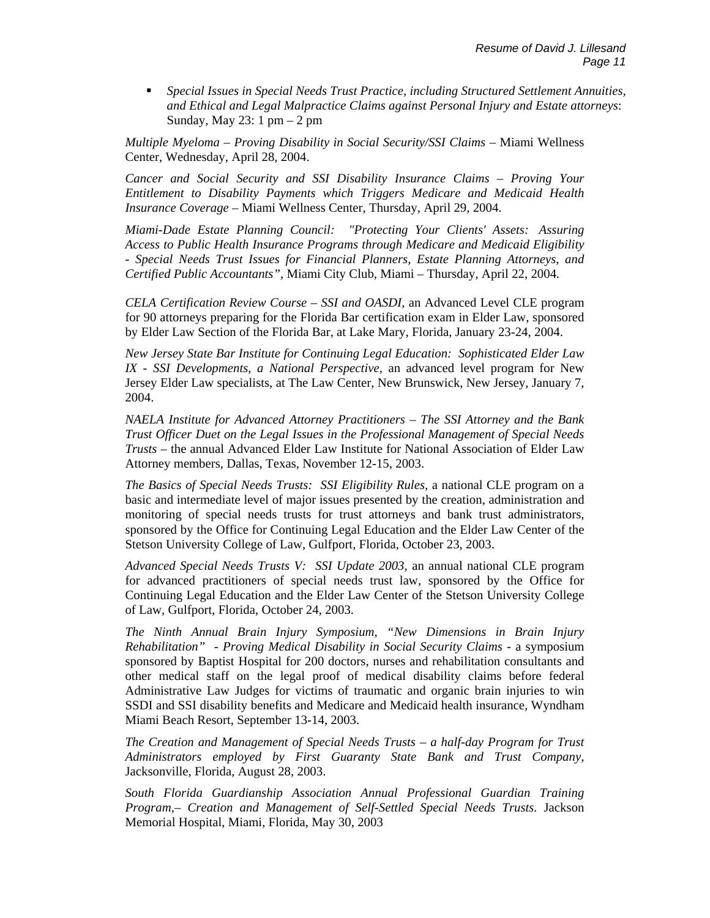- *Special Issues in Special Needs Trust Practice, including Structured Settlement Annuities, and Ethical and Legal Malpractice Claims against Personal Injury and Estate attorneys*: Sunday, May 23: 1 pm – 2 pm

*Multiple Myeloma – Proving Disability in Social Security/SSI Claims* – Miami Wellness Center, Wednesday, April 28, 2004.

*Cancer and Social Security and SSI Disability Insurance Claims – Proving Your Entitlement to Disability Payments which Triggers Medicare and Medicaid Health Insurance Coverage* – Miami Wellness Center, Thursday, April 29, 2004.

*Miami-Dade Estate Planning Council: "Protecting Your Clients' Assets: Assuring Access to Public Health Insurance Programs through Medicare and Medicaid Eligibility - Special Needs Trust Issues for Financial Planners, Estate Planning Attorneys, and Certified Public Accountants"*, Miami City Club, Miami – Thursday, April 22, 2004.

*CELA Certification Review Course – SSI and OASDI,* an Advanced Level CLE program for 90 attorneys preparing for the Florida Bar certification exam in Elder Law, sponsored by Elder Law Section of the Florida Bar, at Lake Mary, Florida, January 23-24, 2004.

*New Jersey State Bar Institute for Continuing Legal Education: Sophisticated Elder Law IX - SSI Developments, a National Perspective,* an advanced level program for New Jersey Elder Law specialists, at The Law Center, New Brunswick, New Jersey, January 7, 2004.

*NAELA Institute for Advanced Attorney Practitioners – The SSI Attorney and the Bank Trust Officer Duet on the Legal Issues in the Professional Management of Special Needs Trusts* – the annual Advanced Elder Law Institute for National Association of Elder Law Attorney members, Dallas, Texas, November 12-15, 2003.

*The Basics of Special Needs Trusts: SSI Eligibility Rules,* a national CLE program on a basic and intermediate level of major issues presented by the creation, administration and monitoring of special needs trusts for trust attorneys and bank trust administrators, sponsored by the Office for Continuing Legal Education and the Elder Law Center of the Stetson University College of Law, Gulfport, Florida, October 23, 2003.

*Advanced Special Needs Trusts V: SSI Update 2003,* an annual national CLE program for advanced practitioners of special needs trust law, sponsored by the Office for Continuing Legal Education and the Elder Law Center of the Stetson University College of Law, Gulfport, Florida, October 24, 2003.

*The Ninth Annual Brain Injury Symposium, "New Dimensions in Brain Injury Rehabilitation" - Proving Medical Disability in Social Security Claims* - a symposium sponsored by Baptist Hospital for 200 doctors, nurses and rehabilitation consultants and other medical staff on the legal proof of medical disability claims before federal Administrative Law Judges for victims of traumatic and organic brain injuries to win SSDI and SSI disability benefits and Medicare and Medicaid health insurance, Wyndham Miami Beach Resort, September 13-14, 2003.

*The Creation and Management of Special Needs Trusts – a half-day Program for Trust Administrators employed by First Guaranty State Bank and Trust Company,* Jacksonville, Florida, August 28, 2003.

*South Florida Guardianship Association Annual Professional Guardian Training Program,– Creation and Management of Self-Settled Special Needs Trusts.* Jackson Memorial Hospital, Miami, Florida, May 30, 2003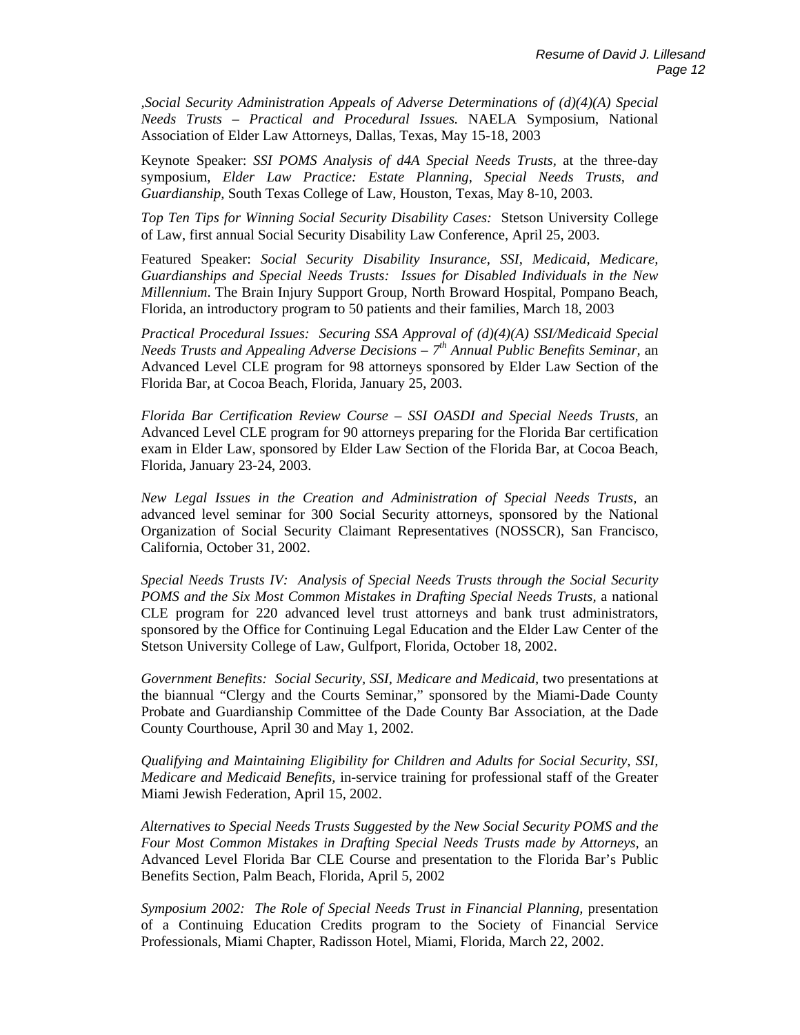,*Social Security Administration Appeals of Adverse Determinations of (d)(4)(A) Special Needs Trusts – Practical and Procedural Issues.* NAELA Symposium, National Association of Elder Law Attorneys, Dallas, Texas, May 15-18, 2003

Keynote Speaker: *SSI POMS Analysis of d4A Special Needs Trusts,* at the three-day symposium, *Elder Law Practice: Estate Planning, Special Needs Trusts, and Guardianship,* South Texas College of Law, Houston, Texas, May 8-10, 2003.

*Top Ten Tips for Winning Social Security Disability Cases:* Stetson University College of Law, first annual Social Security Disability Law Conference, April 25, 2003.

Featured Speaker: *Social Security Disability Insurance, SSI, Medicaid, Medicare, Guardianships and Special Needs Trusts: Issues for Disabled Individuals in the New Millennium*. The Brain Injury Support Group, North Broward Hospital, Pompano Beach, Florida, an introductory program to 50 patients and their families, March 18, 2003

*Practical Procedural Issues: Securing SSA Approval of (d)(4)(A) SSI/Medicaid Special Needs Trusts and Appealing Adverse Decisions – 7th Annual Public Benefits Seminar*, an Advanced Level CLE program for 98 attorneys sponsored by Elder Law Section of the Florida Bar, at Cocoa Beach, Florida, January 25, 2003.

*Florida Bar Certification Review Course – SSI OASDI and Special Needs Trusts,* an Advanced Level CLE program for 90 attorneys preparing for the Florida Bar certification exam in Elder Law, sponsored by Elder Law Section of the Florida Bar, at Cocoa Beach, Florida, January 23-24, 2003.

*New Legal Issues in the Creation and Administration of Special Needs Trusts,* an advanced level seminar for 300 Social Security attorneys, sponsored by the National Organization of Social Security Claimant Representatives (NOSSCR), San Francisco, California, October 31, 2002.

*Special Needs Trusts IV: Analysis of Special Needs Trusts through the Social Security POMS and the Six Most Common Mistakes in Drafting Special Needs Trusts,* a national CLE program for 220 advanced level trust attorneys and bank trust administrators, sponsored by the Office for Continuing Legal Education and the Elder Law Center of the Stetson University College of Law, Gulfport, Florida, October 18, 2002.

*Government Benefits: Social Security, SSI, Medicare and Medicaid,* two presentations at the biannual "Clergy and the Courts Seminar," sponsored by the Miami-Dade County Probate and Guardianship Committee of the Dade County Bar Association, at the Dade County Courthouse, April 30 and May 1, 2002.

*Qualifying and Maintaining Eligibility for Children and Adults for Social Security, SSI, Medicare and Medicaid Benefits,* in-service training for professional staff of the Greater Miami Jewish Federation, April 15, 2002.

*Alternatives to Special Needs Trusts Suggested by the New Social Security POMS and the Four Most Common Mistakes in Drafting Special Needs Trusts made by Attorneys,* an Advanced Level Florida Bar CLE Course and presentation to the Florida Bar's Public Benefits Section, Palm Beach, Florida, April 5, 2002

*Symposium 2002: The Role of Special Needs Trust in Financial Planning,* presentation of a Continuing Education Credits program to the Society of Financial Service Professionals, Miami Chapter, Radisson Hotel, Miami, Florida, March 22, 2002.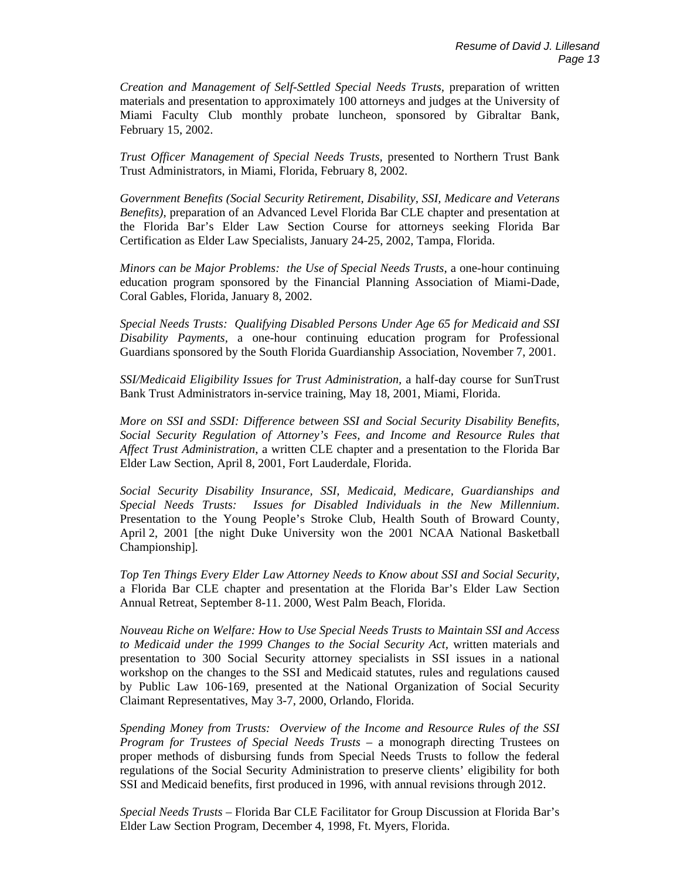*Creation and Management of Self-Settled Special Needs Trusts*, preparation of written materials and presentation to approximately 100 attorneys and judges at the University of Miami Faculty Club monthly probate luncheon, sponsored by Gibraltar Bank, February 15, 2002.

*Trust Officer Management of Special Needs Trusts*, presented to Northern Trust Bank Trust Administrators, in Miami, Florida, February 8, 2002.

*Government Benefits (Social Security Retirement, Disability, SSI, Medicare and Veterans Benefits)*, preparation of an Advanced Level Florida Bar CLE chapter and presentation at the Florida Bar's Elder Law Section Course for attorneys seeking Florida Bar Certification as Elder Law Specialists, January 24-25, 2002, Tampa, Florida.

*Minors can be Major Problems: the Use of Special Needs Trusts*, a one-hour continuing education program sponsored by the Financial Planning Association of Miami-Dade, Coral Gables, Florida, January 8, 2002.

*Special Needs Trusts: Qualifying Disabled Persons Under Age 65 for Medicaid and SSI Disability Payments*, a one-hour continuing education program for Professional Guardians sponsored by the South Florida Guardianship Association, November 7, 2001.

*SSI/Medicaid Eligibility Issues for Trust Administration*, a half-day course for SunTrust Bank Trust Administrators in-service training, May 18, 2001, Miami, Florida.

*More on SSI and SSDI: Difference between SSI and Social Security Disability Benefits, Social Security Regulation of Attorney's Fees, and Income and Resource Rules that Affect Trust Administration*, a written CLE chapter and a presentation to the Florida Bar Elder Law Section, April 8, 2001, Fort Lauderdale, Florida.

*Social Security Disability Insurance, SSI, Medicaid, Medicare, Guardianships and Special Needs Trusts: Issues for Disabled Individuals in the New Millennium*. Presentation to the Young People's Stroke Club, Health South of Broward County, April 2, 2001 [the night Duke University won the 2001 NCAA National Basketball Championship].

*Top Ten Things Every Elder Law Attorney Needs to Know about SSI and Social Security*, a Florida Bar CLE chapter and presentation at the Florida Bar's Elder Law Section Annual Retreat, September 8-11. 2000, West Palm Beach, Florida.

*Nouveau Riche on Welfare: How to Use Special Needs Trusts to Maintain SSI and Access to Medicaid under the 1999 Changes to the Social Security Act*, written materials and presentation to 300 Social Security attorney specialists in SSI issues in a national workshop on the changes to the SSI and Medicaid statutes, rules and regulations caused by Public Law 106-169, presented at the National Organization of Social Security Claimant Representatives, May 3-7, 2000, Orlando, Florida.

*Spending Money from Trusts: Overview of the Income and Resource Rules of the SSI Program for Trustees of Special Needs Trusts* – a monograph directing Trustees on proper methods of disbursing funds from Special Needs Trusts to follow the federal regulations of the Social Security Administration to preserve clients' eligibility for both SSI and Medicaid benefits, first produced in 1996, with annual revisions through 2012.

*Special Needs Trusts* – Florida Bar CLE Facilitator for Group Discussion at Florida Bar's Elder Law Section Program, December 4, 1998, Ft. Myers, Florida.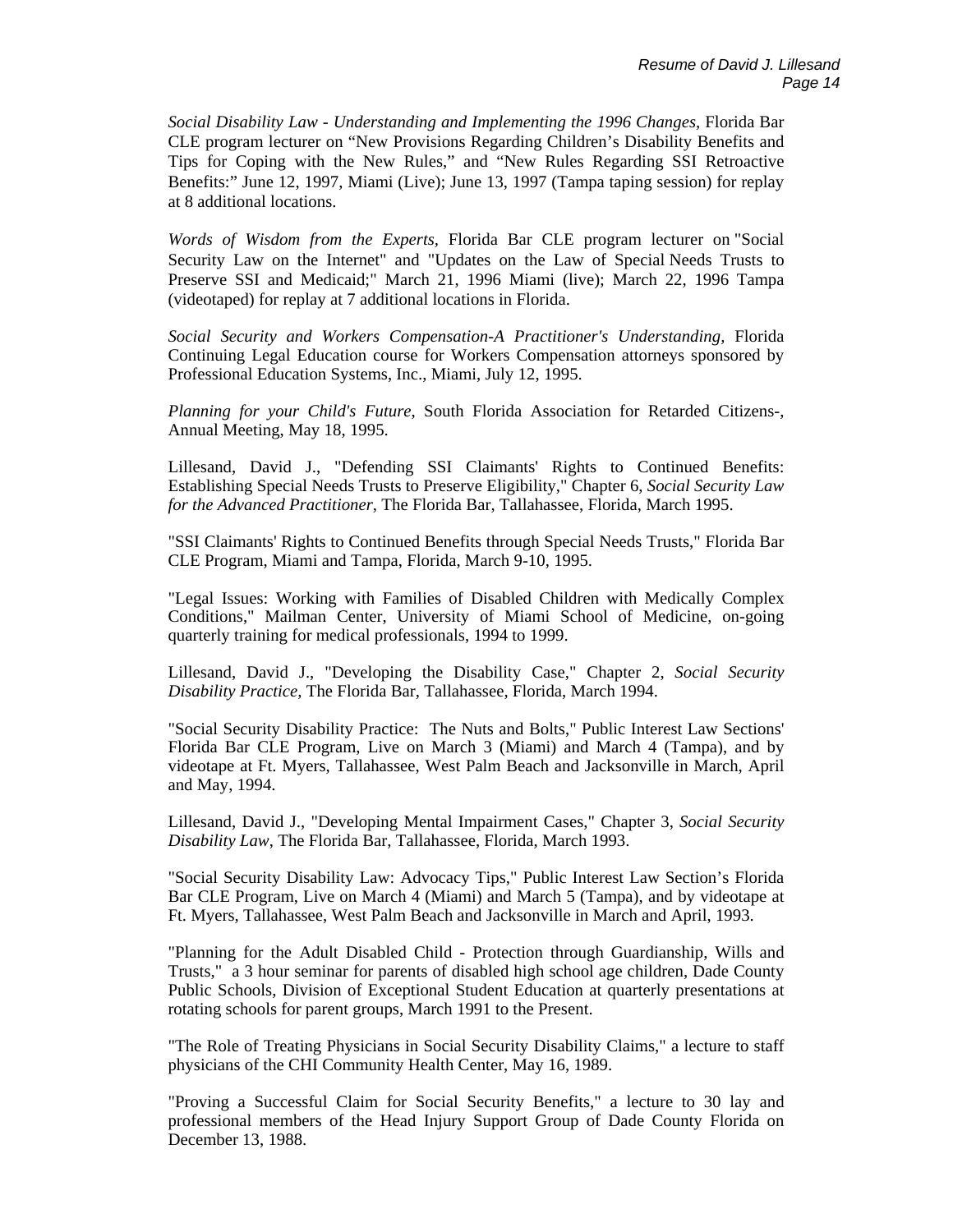*Social Disability Law - Understanding and Implementing the 1996 Changes*, Florida Bar CLE program lecturer on "New Provisions Regarding Children's Disability Benefits and Tips for Coping with the New Rules," and "New Rules Regarding SSI Retroactive Benefits:" June 12, 1997, Miami (Live); June 13, 1997 (Tampa taping session) for replay at 8 additional locations.

*Words of Wisdom from the Experts*, Florida Bar CLE program lecturer on "Social Security Law on the Internet" and "Updates on the Law of Special Needs Trusts to Preserve SSI and Medicaid;" March 21, 1996 Miami (live); March 22, 1996 Tampa (videotaped) for replay at 7 additional locations in Florida.

*Social Security and Workers Compensation-A Practitioner's Understanding*, Florida Continuing Legal Education course for Workers Compensation attorneys sponsored by Professional Education Systems, Inc., Miami, July 12, 1995.

*Planning for your Child's Future*, South Florida Association for Retarded Citizens-, Annual Meeting, May 18, 1995.

Lillesand, David J., "Defending SSI Claimants' Rights to Continued Benefits: Establishing Special Needs Trusts to Preserve Eligibility," Chapter 6, *Social Security Law for the Advanced Practitioner*, The Florida Bar, Tallahassee, Florida, March 1995.

"SSI Claimants' Rights to Continued Benefits through Special Needs Trusts," Florida Bar CLE Program, Miami and Tampa, Florida, March 9-10, 1995.

"Legal Issues: Working with Families of Disabled Children with Medically Complex Conditions," Mailman Center, University of Miami School of Medicine, on-going quarterly training for medical professionals, 1994 to 1999.

Lillesand, David J., "Developing the Disability Case," Chapter 2, *Social Security Disability Practice*, The Florida Bar, Tallahassee, Florida, March 1994.

"Social Security Disability Practice: The Nuts and Bolts," Public Interest Law Sections' Florida Bar CLE Program, Live on March 3 (Miami) and March 4 (Tampa), and by videotape at Ft. Myers, Tallahassee, West Palm Beach and Jacksonville in March, April and May, 1994.

Lillesand, David J., "Developing Mental Impairment Cases," Chapter 3, *Social Security Disability Law*, The Florida Bar, Tallahassee, Florida, March 1993.

"Social Security Disability Law: Advocacy Tips," Public Interest Law Section's Florida Bar CLE Program, Live on March 4 (Miami) and March 5 (Tampa), and by videotape at Ft. Myers, Tallahassee, West Palm Beach and Jacksonville in March and April, 1993.

"Planning for the Adult Disabled Child - Protection through Guardianship, Wills and Trusts," a 3 hour seminar for parents of disabled high school age children, Dade County Public Schools, Division of Exceptional Student Education at quarterly presentations at rotating schools for parent groups, March 1991 to the Present.

"The Role of Treating Physicians in Social Security Disability Claims," a lecture to staff physicians of the CHI Community Health Center, May 16, 1989.

"Proving a Successful Claim for Social Security Benefits," a lecture to 30 lay and professional members of the Head Injury Support Group of Dade County Florida on December 13, 1988.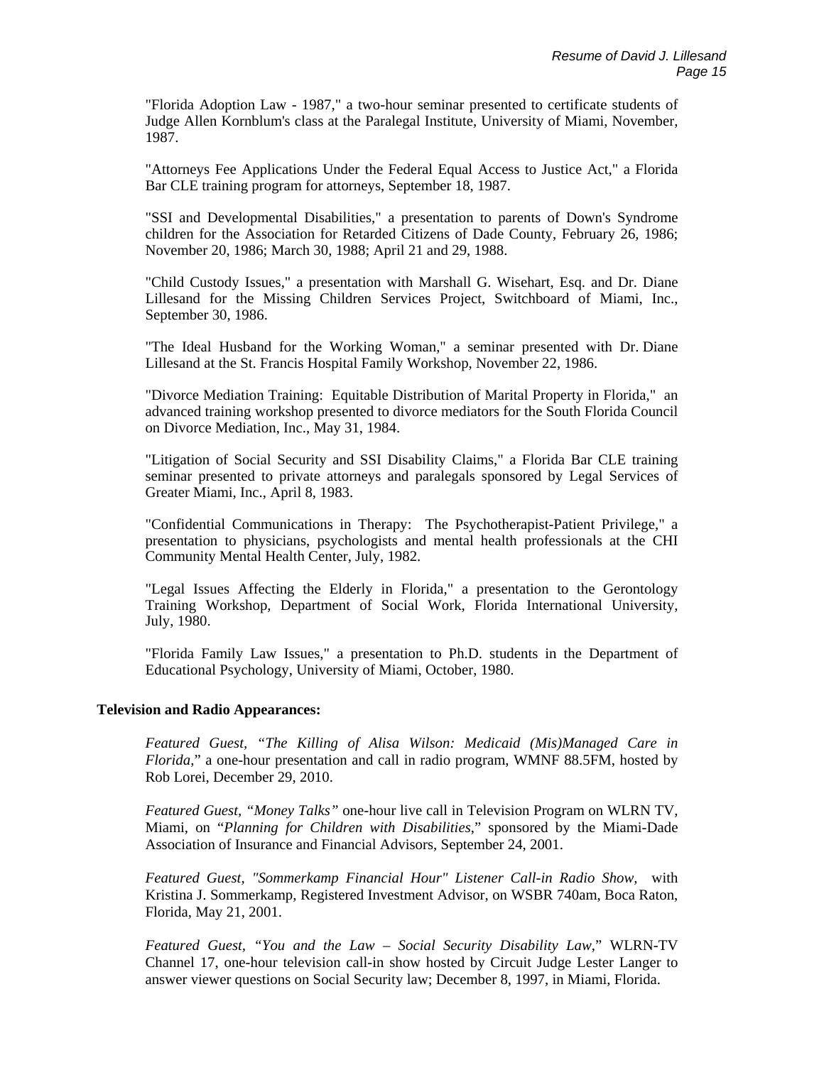"Florida Adoption Law - 1987," a two-hour seminar presented to certificate students of Judge Allen Kornblum's class at the Paralegal Institute, University of Miami, November, 1987.

"Attorneys Fee Applications Under the Federal Equal Access to Justice Act," a Florida Bar CLE training program for attorneys, September 18, 1987.

"SSI and Developmental Disabilities," a presentation to parents of Down's Syndrome children for the Association for Retarded Citizens of Dade County, February 26, 1986; November 20, 1986; March 30, 1988; April 21 and 29, 1988.

"Child Custody Issues," a presentation with Marshall G. Wisehart, Esq. and Dr. Diane Lillesand for the Missing Children Services Project, Switchboard of Miami, Inc., September 30, 1986.

"The Ideal Husband for the Working Woman," a seminar presented with Dr. Diane Lillesand at the St. Francis Hospital Family Workshop, November 22, 1986.

"Divorce Mediation Training: Equitable Distribution of Marital Property in Florida," an advanced training workshop presented to divorce mediators for the South Florida Council on Divorce Mediation, Inc., May 31, 1984.

"Litigation of Social Security and SSI Disability Claims," a Florida Bar CLE training seminar presented to private attorneys and paralegals sponsored by Legal Services of Greater Miami, Inc., April 8, 1983.

"Confidential Communications in Therapy: The Psychotherapist-Patient Privilege," a presentation to physicians, psychologists and mental health professionals at the CHI Community Mental Health Center, July, 1982.

"Legal Issues Affecting the Elderly in Florida," a presentation to the Gerontology Training Workshop, Department of Social Work, Florida International University, July, 1980.

"Florida Family Law Issues," a presentation to Ph.D. students in the Department of Educational Psychology, University of Miami, October, 1980.

**Television and Radio Appearances:**

*Featured Guest, "The Killing of Alisa Wilson: Medicaid (Mis)Managed Care in Florida*," a one-hour presentation and call in radio program, WMNF 88.5FM, hosted by Rob Lorei, December 29, 2010.

*Featured Guest, "Money Talks"* one-hour live call in Television Program on WLRN TV, Miami, on "*Planning for Children with Disabilities*," sponsored by the Miami-Dade Association of Insurance and Financial Advisors, September 24, 2001.

*Featured Guest, "Sommerkamp Financial Hour" Listener Call-in Radio Show,* with Kristina J. Sommerkamp, Registered Investment Advisor, on WSBR 740am, Boca Raton, Florida, May 21, 2001.

*Featured Guest, "You and the Law – Social Security Disability Law*," WLRN-TV Channel 17, one-hour television call-in show hosted by Circuit Judge Lester Langer to answer viewer questions on Social Security law; December 8, 1997, in Miami, Florida.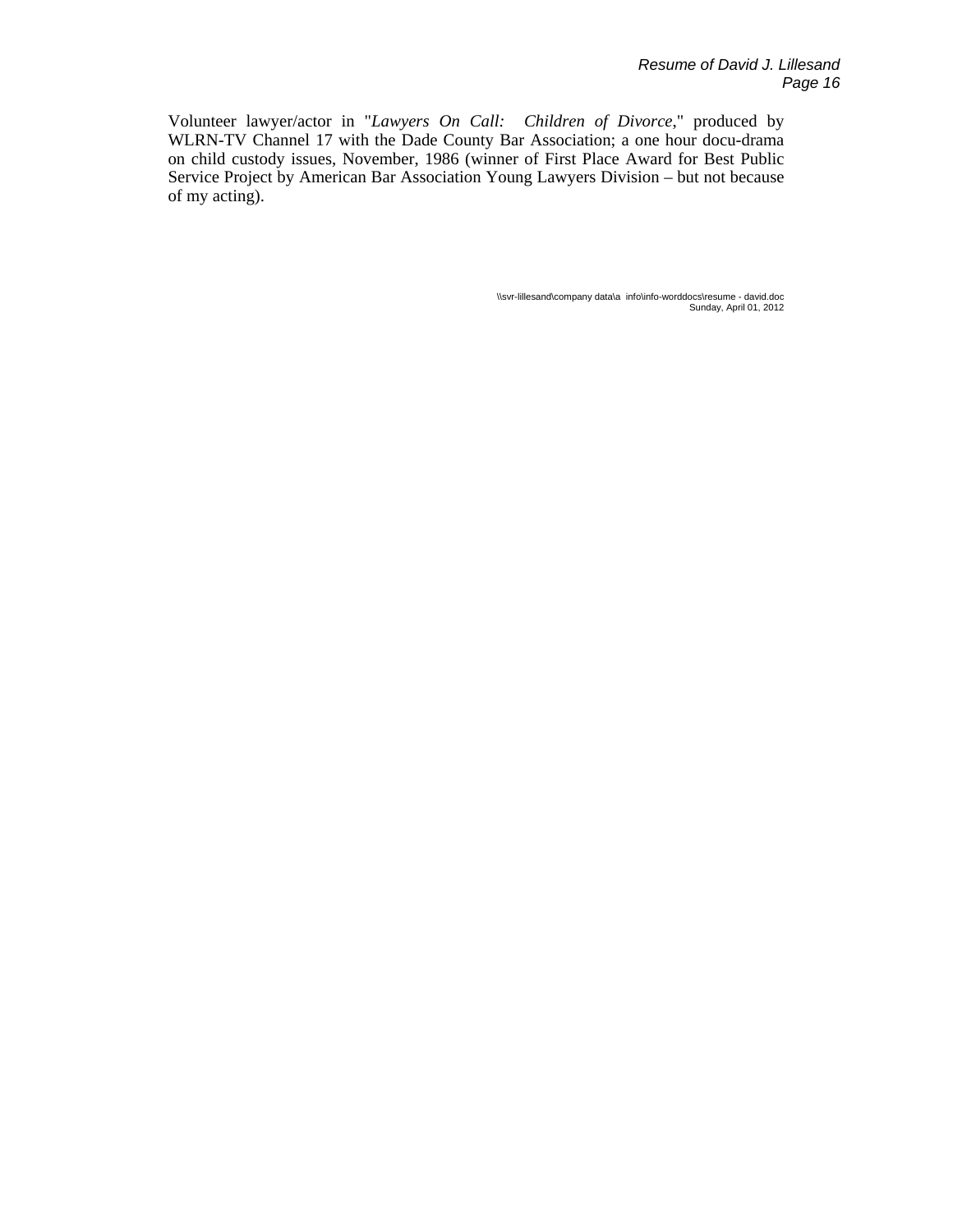Volunteer lawyer/actor in "*Lawyers On Call: Children of Divorce*," produced by WLRN-TV Channel 17 with the Dade County Bar Association; a one hour docu-drama on child custody issues, November, 1986 (winner of First Place Award for Best Public Service Project by American Bar Association Young Lawyers Division – but not because of my acting).

\\svr-lillesand\company data\a info\info-worddocs\resume - david.doc
Sunday, April 01, 2012